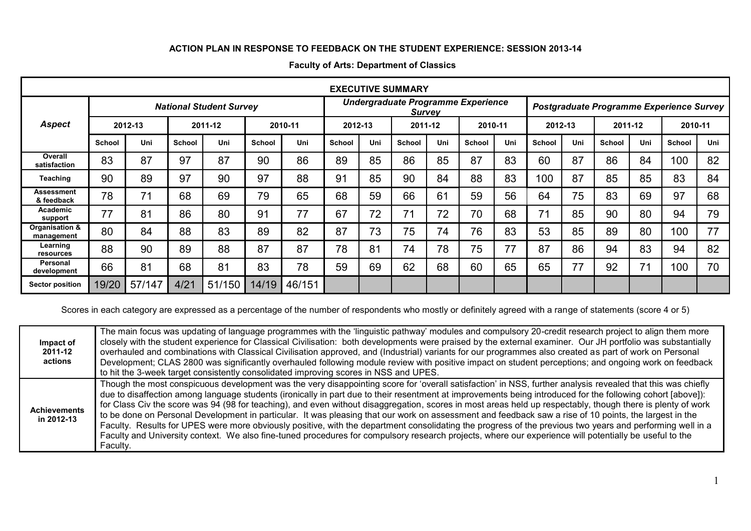## ACTION PLAN IN RESPONSE TO FEEDBACK ON THE STUDENT EXPERIENCE: SESSION 2013-14

### Faculty of Arts: Department of Classics

| EXECUTIVE SUMMARY | | | | | | | | | | | | | | | | | | |
|---|---|---|---|---|---|---|---|---|---|---|---|---|---|---|---|---|---|---|
| **Aspect** | ***National Student Survey*** | | | | | | ***Undergraduate Programme Experience Survey*** | | | | | | ***Postgraduate Programme Experience Survey*** | | | | | |
| | **2012-13** | | **2011-12** | | **2010-11** | | **2012-13** | | **2011-12** | | **2010-11** | | **2012-13** | | **2011-12** | | **2010-11** | |
| | **School** | **Uni** | **School** | **Uni** | **School** | **Uni** | **School** | **Uni** | **School** | **Uni** | **School** | **Uni** | **School** | **Uni** | **School** | **Uni** | **School** | **Uni** |
| **Overall satisfaction** | 83 | 87 | 97 | 87 | 90 | 86 | 89 | 85 | 86 | 85 | 87 | 83 | 60 | 87 | 86 | 84 | 100 | 82 |
| **Teaching** | 90 | 89 | 97 | 90 | 97 | 88 | 91 | 85 | 90 | 84 | 88 | 83 | 100 | 87 | 85 | 85 | 83 | 84 |
| **Assessment & feedback** | 78 | 71 | 68 | 69 | 79 | 65 | 68 | 59 | 66 | 61 | 59 | 56 | 64 | 75 | 83 | 69 | 97 | 68 |
| **Academic support** | 77 | 81 | 86 | 80 | 91 | 77 | 67 | 72 | 71 | 72 | 70 | 68 | 71 | 85 | 90 | 80 | 94 | 79 |
| **Organisation & management** | 80 | 84 | 88 | 83 | 89 | 82 | 87 | 73 | 75 | 74 | 76 | 83 | 53 | 85 | 89 | 80 | 100 | 77 |
| **Learning resources** | 88 | 90 | 89 | 88 | 87 | 87 | 78 | 81 | 74 | 78 | 75 | 77 | 87 | 86 | 94 | 83 | 94 | 82 |
| **Personal development** | 66 | 81 | 68 | 81 | 83 | 78 | 59 | 69 | 62 | 68 | 60 | 65 | 65 | 77 | 92 | 71 | 100 | 70 |
| **Sector position** | 19/20 | 57/147 | 4/21 | 51/150 | 14/19 | 46/151 | | | | | | | | | | | | |

Scores in each category are expressed as a percentage of the number of respondents who mostly or definitely agreed with a range of statements (score 4 or 5)

| | |
|---|---|
| **Impact of 2011-12 actions** | The main focus was updating of language programmes with the 'linguistic pathway' modules and compulsory 20-credit research project to align them more closely with the student experience for Classical Civilisation: both developments were praised by the external examiner. Our JH portfolio was substantially overhauled and combinations with Classical Civilisation approved, and (Industrial) variants for our programmes also created as part of work on Personal Development; CLAS 2800 was significantly overhauled following module review with positive impact on student perceptions; and ongoing work on feedback to hit the 3-week target consistently consolidated improving scores in NSS and UPES. |
| **Achievements in 2012-13** | Though the most conspicuous development was the very disappointing score for 'overall satisfaction' in NSS, further analysis revealed that this was chiefly due to disaffection among language students (ironically in part due to their resentment at improvements being introduced for the following cohort [above]): for Class Civ the score was 94 (98 for teaching), and even without disaggregation, scores in most areas held up respectably, though there is plenty of work to be done on Personal Development in particular. It was pleasing that our work on assessment and feedback saw a rise of 10 points, the largest in the Faculty. Results for UPES were more obviously positive, with the department consolidating the progress of the previous two years and performing well in a Faculty and University context. We also fine-tuned procedures for compulsory research projects, where our experience will potentially be useful to the Faculty. |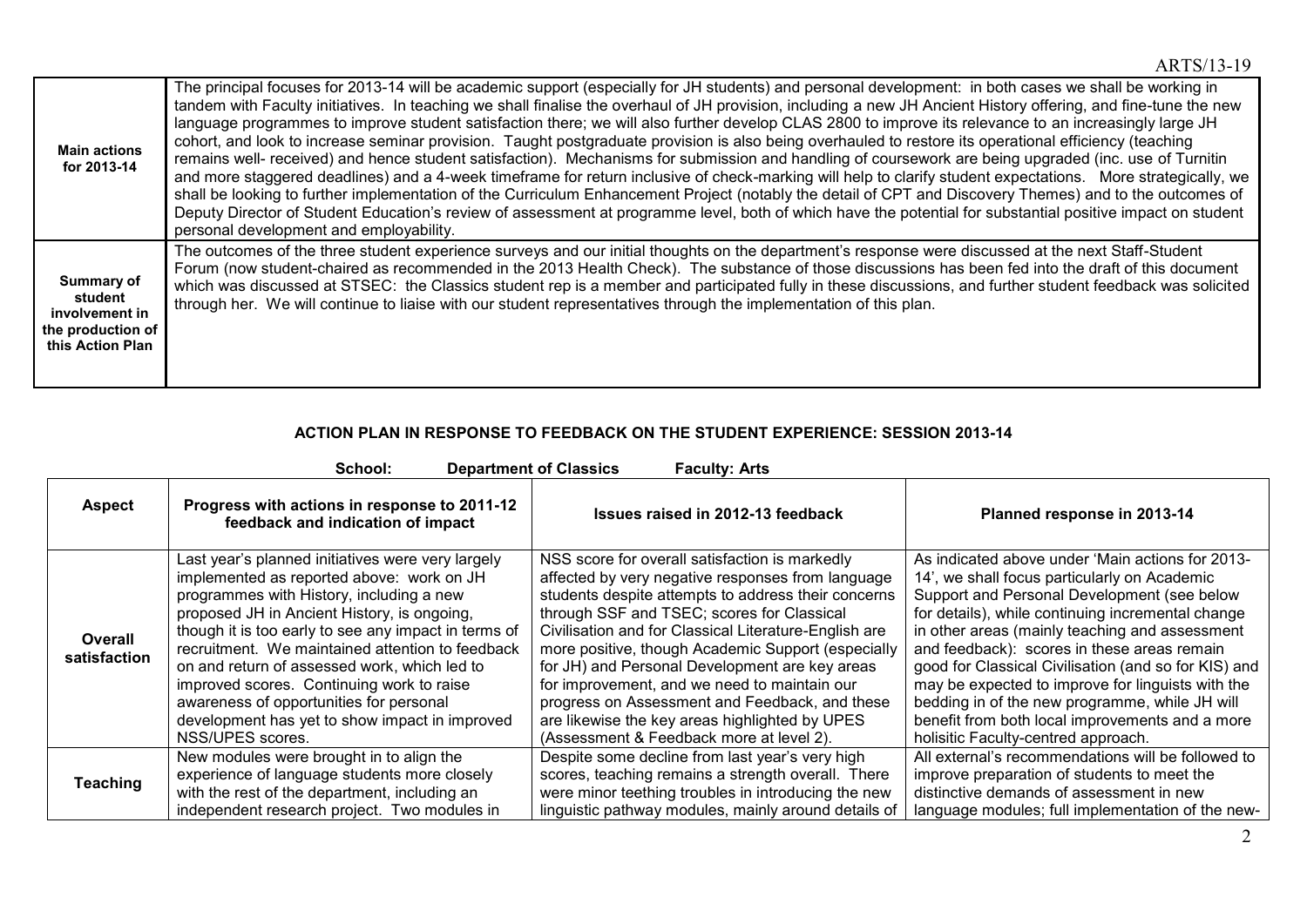| | |
|---|---|
| **Main actions for 2013-14** | The principal focuses for 2013-14 will be academic support (especially for JH students) and personal development: in both cases we shall be working in tandem with Faculty initiatives. In teaching we shall finalise the overhaul of JH provision, including a new JH Ancient History offering, and fine-tune the new language programmes to improve student satisfaction there; we will also further develop CLAS 2800 to improve its relevance to an increasingly large JH cohort, and look to increase seminar provision. Taught postgraduate provision is also being overhauled to restore its operational efficiency (teaching remains well- received) and hence student satisfaction). Mechanisms for submission and handling of coursework are being upgraded (inc. use of Turnitin and more staggered deadlines) and a 4-week timeframe for return inclusive of check-marking will help to clarify student expectations. More strategically, we shall be looking to further implementation of the Curriculum Enhancement Project (notably the detail of CPT and Discovery Themes) and to the outcomes of Deputy Director of Student Education's review of assessment at programme level, both of which have the potential for substantial positive impact on student personal development and employability. |
| **Summary of student involvement in the production of this Action Plan** | The outcomes of the three student experience surveys and our initial thoughts on the department's response were discussed at the next Staff-Student Forum (now student-chaired as recommended in the 2013 Health Check). The substance of those discussions has been fed into the draft of this document which was discussed at STSEC: the Classics student rep is a member and participated fully in these discussions, and further student feedback was solicited through her. We will continue to liaise with our student representatives through the implementation of this plan. |

## ACTION PLAN IN RESPONSE TO FEEDBACK ON THE STUDENT EXPERIENCE: SESSION 2013-14

**School:** **Department of Classics** **Faculty: Arts**

| Aspect | Progress with actions in response to 2011-12 feedback and indication of impact | Issues raised in 2012-13 feedback | Planned response in 2013-14 |
|---|---|---|---|
| **Overall satisfaction** | Last year's planned initiatives were very largely implemented as reported above: work on JH programmes with History, including a new proposed JH in Ancient History, is ongoing, though it is too early to see any impact in terms of recruitment. We maintained attention to feedback on and return of assessed work, which led to improved scores. Continuing work to raise awareness of opportunities for personal development has yet to show impact in improved NSS/UPES scores. | NSS score for overall satisfaction is markedly affected by very negative responses from language students despite attempts to address their concerns through SSF and TSEC; scores for Classical Civilisation and for Classical Literature-English are more positive, though Academic Support (especially for JH) and Personal Development are key areas for improvement, and we need to maintain our progress on Assessment and Feedback, and these are likewise the key areas highlighted by UPES (Assessment & Feedback more at level 2). | As indicated above under 'Main actions for 2013-14', we shall focus particularly on Academic Support and Personal Development (see below for details), while continuing incremental change in other areas (mainly teaching and assessment and feedback): scores in these areas remain good for Classical Civilisation (and so for KIS) and may be expected to improve for linguists with the bedding in of the new programme, while JH will benefit from both local improvements and a more holisitic Faculty-centred approach. |
| **Teaching** | New modules were brought in to align the experience of language students more closely with the rest of the department, including an independent research project. Two modules in | Despite some decline from last year's very high scores, teaching remains a strength overall. There were minor teething troubles in introducing the new linguistic pathway modules, mainly around details of | All external's recommendations will be followed to improve preparation of students to meet the distinctive demands of assessment in new language modules; full implementation of the new- |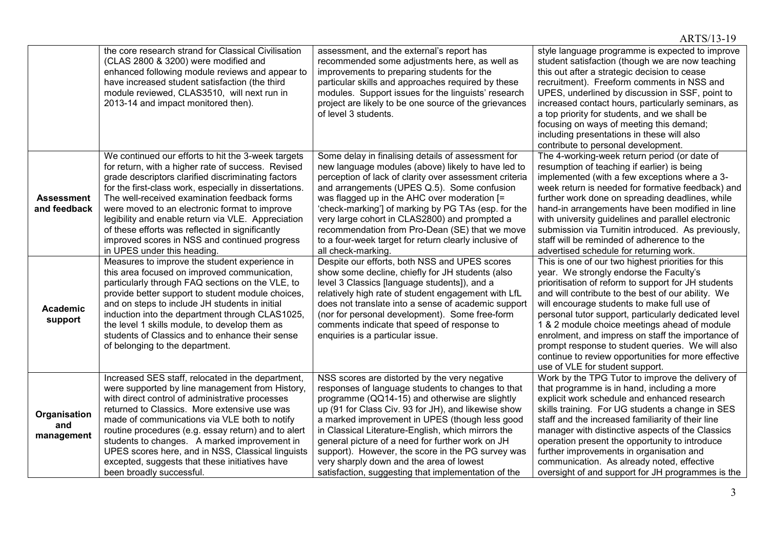| | | | |
|---|---|---|---|
| | the core research strand for Classical Civilisation (CLAS 2800 & 3200) were modified and enhanced following module reviews and appear to have increased student satisfaction (the third module reviewed, CLAS3510, will next run in 2013-14 and impact monitored then). | assessment, and the external's report has recommended some adjustments here, as well as improvements to preparing students for the particular skills and approaches required by these modules. Support issues for the linguists' research project are likely to be one source of the grievances of level 3 students. | style language programme is expected to improve student satisfaction (though we are now teaching this out after a strategic decision to cease recruitment). Freeform comments in NSS and UPES, underlined by discussion in SSF, point to increased contact hours, particularly seminars, as a top priority for students, and we shall be focusing on ways of meeting this demand; including presentations in these will also contribute to personal development. |
| **Assessment and feedback** | We continued our efforts to hit the 3-week targets for return, with a higher rate of success. Revised grade descriptors clarified discriminating factors for the first-class work, especially in dissertations. The well-received examination feedback forms were moved to an electronic format to improve legibility and enable return via VLE. Appreciation of these efforts was reflected in significantly improved scores in NSS and continued progress in UPES under this heading. | Some delay in finalising details of assessment for new language modules (above) likely to have led to perception of lack of clarity over assessment criteria and arrangements (UPES Q.5). Some confusion was flagged up in the AHC over moderation [= 'check-marking'] of marking by PG TAs (esp. for the very large cohort in CLAS2800) and prompted a recommendation from Pro-Dean (SE) that we move to a four-week target for return clearly inclusive of all check-marking. | The 4-working-week return period (or date of resumption of teaching if earlier) is being implemented (with a few exceptions where a 3-week return is needed for formative feedback) and further work done on spreading deadlines, while hand-in arrangements have been modified in line with university guidelines and parallel electronic submission via Turnitin introduced. As previously, staff will be reminded of adherence to the advertised schedule for returning work. |
| **Academic support** | Measures to improve the student experience in this area focused on improved communication, particularly through FAQ sections on the VLE, to provide better support to student module choices, and on steps to include JH students in initial induction into the department through CLAS1025, the level 1 skills module, to develop them as students of Classics and to enhance their sense of belonging to the department. | Despite our efforts, both NSS and UPES scores show some decline, chiefly for JH students (also level 3 Classics [language students]), and a relatively high rate of student engagement with LfL does not translate into a sense of academic support (nor for personal development). Some free-form comments indicate that speed of response to enquiries is a particular issue. | This is one of our two highest priorities for this year. We strongly endorse the Faculty's prioritisation of reform to support for JH students and will contribute to the best of our ability. We will encourage students to make full use of personal tutor support, particularly dedicated level 1 & 2 module choice meetings ahead of module enrolment, and impress on staff the importance of prompt response to student queries. We will also continue to review opportunities for more effective use of VLE for student support. |
| **Organisation and management** | Increased SES staff, relocated in the department, were supported by line management from History, with direct control of administrative processes returned to Classics. More extensive use was made of communications via VLE both to notify routine procedures (e.g. essay return) and to alert students to changes. A marked improvement in UPES scores here, and in NSS, Classical linguists excepted, suggests that these initiatives have been broadly successful. | NSS scores are distorted by the very negative responses of language students to changes to that programme (QQ14-15) and otherwise are slightly up (91 for Class Civ. 93 for JH), and likewise show a marked improvement in UPES (though less good in Classical Literature-English, which mirrors the general picture of a need for further work on JH support). However, the score in the PG survey was very sharply down and the area of lowest satisfaction, suggesting that implementation of the | Work by the TPG Tutor to improve the delivery of that programme is in hand, including a more explicit work schedule and enhanced research skills training. For UG students a change in SES staff and the increased familiarity of their line manager with distinctive aspects of the Classics operation present the opportunity to introduce further improvements in organisation and communication. As already noted, effective oversight of and support for JH programmes is the |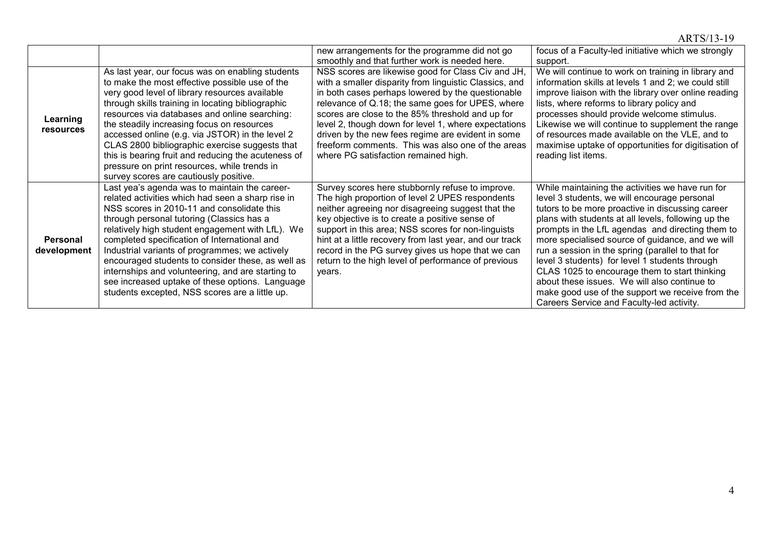| | | | |
|---|---|---|---|
| | | new arrangements for the programme did not go smoothly and that further work is needed here. | focus of a Faculty-led initiative which we strongly support. |
| **Learning resources** | As last year, our focus was on enabling students to make the most effective possible use of the very good level of library resources available through skills training in locating bibliographic resources via databases and online searching: the steadily increasing focus on resources accessed online (e.g. via JSTOR) in the level 2 CLAS 2800 bibliographic exercise suggests that this is bearing fruit and reducing the acuteness of pressure on print resources, while trends in survey scores are cautiously positive. | NSS scores are likewise good for Class Civ and JH, with a smaller disparity from linguistic Classics, and in both cases perhaps lowered by the questionable relevance of Q.18; the same goes for UPES, where scores are close to the 85% threshold and up for level 2, though down for level 1, where expectations driven by the new fees regime are evident in some freeform comments. This was also one of the areas where PG satisfaction remained high. | We will continue to work on training in library and information skills at levels 1 and 2; we could still improve liaison with the library over online reading lists, where reforms to library policy and processes should provide welcome stimulus. Likewise we will continue to supplement the range of resources made available on the VLE, and to maximise uptake of opportunities for digitisation of reading list items. |
| **Personal development** | Last yea's agenda was to maintain the career-related activities which had seen a sharp rise in NSS scores in 2010-11 and consolidate this through personal tutoring (Classics has a relatively high student engagement with LfL). We completed specification of International and Industrial variants of programmes; we actively encouraged students to consider these, as well as internships and volunteering, and are starting to see increased uptake of these options. Language students excepted, NSS scores are a little up. | Survey scores here stubbornly refuse to improve. The high proportion of level 2 UPES respondents neither agreeing nor disagreeing suggest that the key objective is to create a positive sense of support in this area; NSS scores for non-linguists hint at a little recovery from last year, and our track record in the PG survey gives us hope that we can return to the high level of performance of previous years. | While maintaining the activities we have run for level 3 students, we will encourage personal tutors to be more proactive in discussing career plans with students at all levels, following up the prompts in the LfL agendas and directing them to more specialised source of guidance, and we will run a session in the spring (parallel to that for level 3 students) for level 1 students through CLAS 1025 to encourage them to start thinking about these issues. We will also continue to make good use of the support we receive from the Careers Service and Faculty-led activity. |